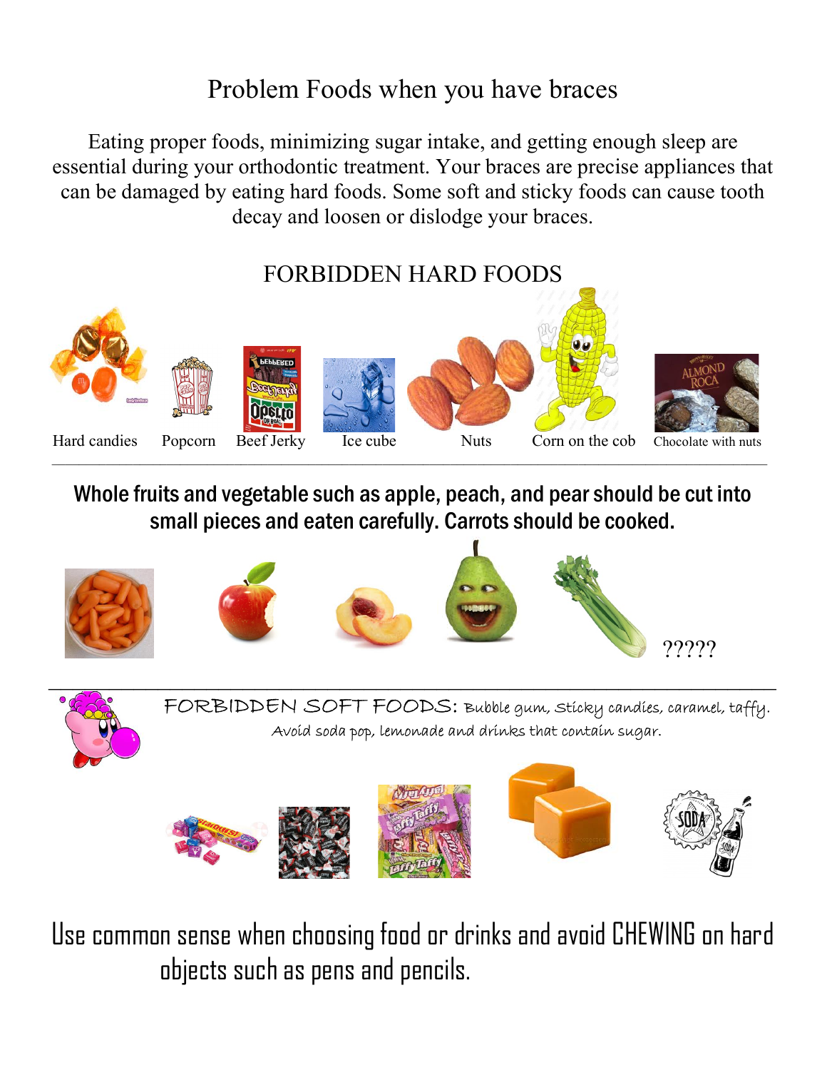# Problem Foods when you have braces

Eating proper foods, minimizing sugar intake, and getting enough sleep are essential during your orthodontic treatment. Your braces are precise appliances that can be damaged by eating hard foods. Some soft and sticky foods can cause tooth decay and loosen or dislodge your braces.

## FORBIDDEN HARD FOODS

Hard candies    Popcorn    Beef Jerky    Ice cube    Nuts    Corn on the cob    Chocolate with nuts

---

**Whole fruits and vegetable such as apple, peach, and pear should be cut into small pieces and eaten carefully. Carrots should be cooked.**

?????

---

FORBIDDEN SOFT FOODS: Bubble gum, sticky candies, caramel, taffy. Avoid soda pop, lemonade and drinks that contain sugar.

Use common sense when choosing food or drinks and avoid CHEWING on hard objects such as pens and pencils.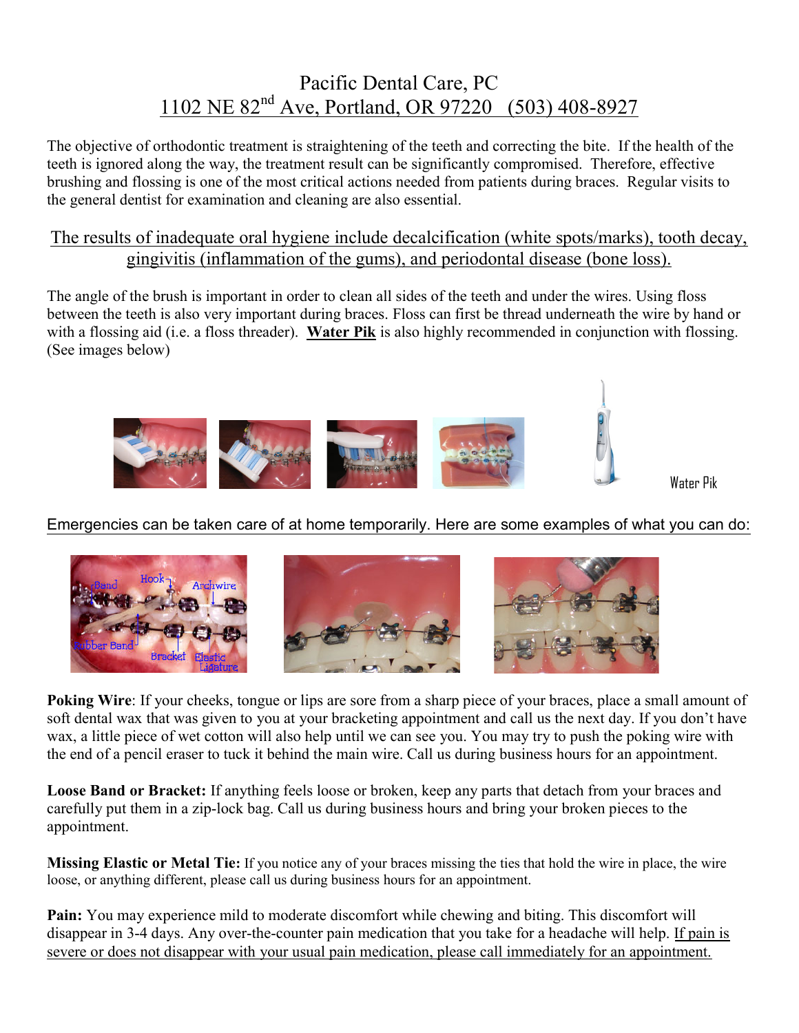# Pacific Dental Care, PC

## 1102 NE 82nd Ave, Portland, OR 97220 (503) 408-8927

The objective of orthodontic treatment is straightening of the teeth and correcting the bite. If the health of the teeth is ignored along the way, the treatment result can be significantly compromised. Therefore, effective brushing and flossing is one of the most critical actions needed from patients during braces. Regular visits to the general dentist for examination and cleaning are also essential.

## The results of inadequate oral hygiene include decalcification (white spots/marks), tooth decay, gingivitis (inflammation of the gums), and periodontal disease (bone loss).

The angle of the brush is important in order to clean all sides of the teeth and under the wires. Using floss between the teeth is also very important during braces. Floss can first be thread underneath the wire by hand or with a flossing aid (i.e. a floss threader). **Water Pik** is also highly recommended in conjunction with flossing. (See images below)

Water Pik

Emergencies can be taken care of at home temporarily. Here are some examples of what you can do:

Band
Hook
Archwire
Rubber Band
Bracket
Elastic Ligature

**Poking Wire**: If your cheeks, tongue or lips are sore from a sharp piece of your braces, place a small amount of soft dental wax that was given to you at your bracketing appointment and call us the next day. If you don't have wax, a little piece of wet cotton will also help until we can see you. You may try to push the poking wire with the end of a pencil eraser to tuck it behind the main wire. Call us during business hours for an appointment.

**Loose Band or Bracket:** If anything feels loose or broken, keep any parts that detach from your braces and carefully put them in a zip-lock bag. Call us during business hours and bring your broken pieces to the appointment.

**Missing Elastic or Metal Tie:** If you notice any of your braces missing the ties that hold the wire in place, the wire loose, or anything different, please call us during business hours for an appointment.

**Pain:** You may experience mild to moderate discomfort while chewing and biting. This discomfort will disappear in 3-4 days. Any over-the-counter pain medication that you take for a headache will help. If pain is severe or does not disappear with your usual pain medication, please call immediately for an appointment.